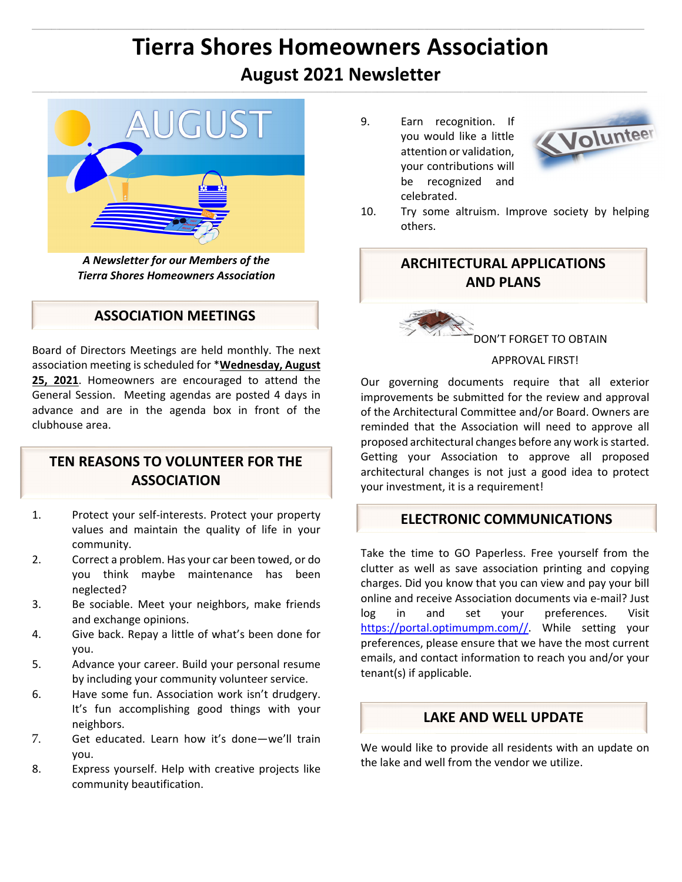# Tierra Shores Homeowners Association

## August 2021 Newsletter

***A Newsletter for our Members of the Tierra Shores Homeowners Association***

## ASSOCIATION MEETINGS

Board of Directors Meetings are held monthly. The next association meeting is scheduled for ***Wednesday, August 25, 2021**. Homeowners are encouraged to attend the General Session. Meeting agendas are posted 4 days in advance and are in the agenda box in front of the clubhouse area.

## TEN REASONS TO VOLUNTEER FOR THE ASSOCIATION

1. Protect your self-interests. Protect your property values and maintain the quality of life in your community.
2. Correct a problem. Has your car been towed, or do you think maybe maintenance has been neglected?
3. Be sociable. Meet your neighbors, make friends and exchange opinions.
4. Give back. Repay a little of what's been done for you.
5. Advance your career. Build your personal resume by including your community volunteer service.
6. Have some fun. Association work isn't drudgery. It's fun accomplishing good things with your neighbors.
7. Get educated. Learn how it's done—we'll train you.
8. Express yourself. Help with creative projects like community beautification.
9. Earn recognition. If you would like a little attention or validation, your contributions will be recognized and celebrated.
10. Try some altruism. Improve society by helping others.

## ARCHITECTURAL APPLICATIONS AND PLANS

DON'T FORGET TO OBTAIN APPROVAL FIRST!

Our governing documents require that all exterior improvements be submitted for the review and approval of the Architectural Committee and/or Board. Owners are reminded that the Association will need to approve all proposed architectural changes before any work is started. Getting your Association to approve all proposed architectural changes is not just a good idea to protect your investment, it is a requirement!

## ELECTRONIC COMMUNICATIONS

Take the time to GO Paperless. Free yourself from the clutter as well as save association printing and copying charges. Did you know that you can view and pay your bill online and receive Association documents via e-mail? Just log in and set your preferences. Visit https://portal.optimumpm.com//. While setting your preferences, please ensure that we have the most current emails, and contact information to reach you and/or your tenant(s) if applicable.

## LAKE AND WELL UPDATE

We would like to provide all residents with an update on the lake and well from the vendor we utilize.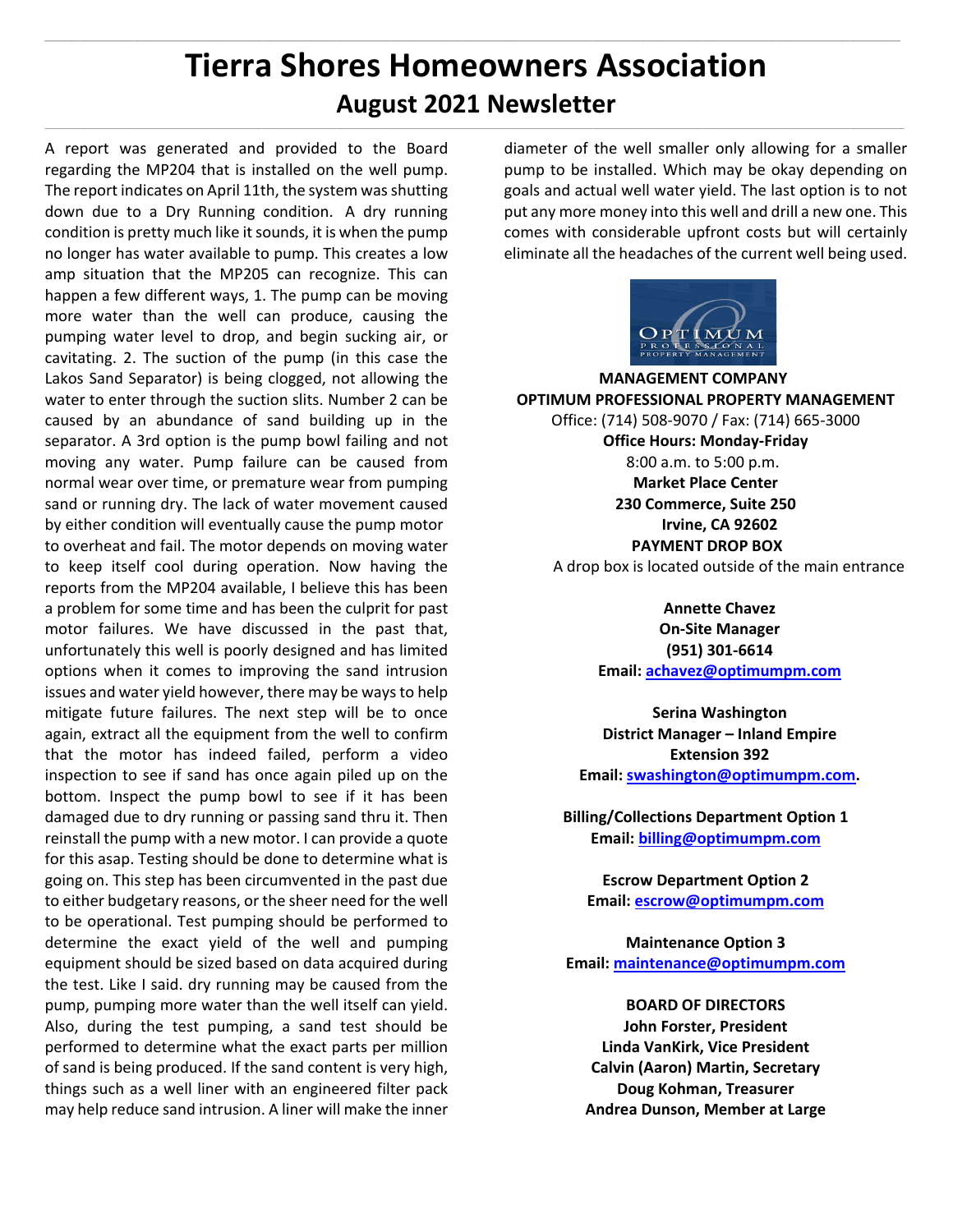# Tierra Shores Homeowners Association

## August 2021 Newsletter

A report was generated and provided to the Board regarding the MP204 that is installed on the well pump. The report indicates on April 11th, the system was shutting down due to a Dry Running condition. A dry running condition is pretty much like it sounds, it is when the pump no longer has water available to pump. This creates a low amp situation that the MP205 can recognize. This can happen a few different ways, 1. The pump can be moving more water than the well can produce, causing the pumping water level to drop, and begin sucking air, or cavitating. 2. The suction of the pump (in this case the Lakos Sand Separator) is being clogged, not allowing the water to enter through the suction slits. Number 2 can be caused by an abundance of sand building up in the separator. A 3rd option is the pump bowl failing and not moving any water. Pump failure can be caused from normal wear over time, or premature wear from pumping sand or running dry. The lack of water movement caused by either condition will eventually cause the pump motor to overheat and fail. The motor depends on moving water to keep itself cool during operation. Now having the reports from the MP204 available, I believe this has been a problem for some time and has been the culprit for past motor failures. We have discussed in the past that, unfortunately this well is poorly designed and has limited options when it comes to improving the sand intrusion issues and water yield however, there may be ways to help mitigate future failures. The next step will be to once again, extract all the equipment from the well to confirm that the motor has indeed failed, perform a video inspection to see if sand has once again piled up on the bottom. Inspect the pump bowl to see if it has been damaged due to dry running or passing sand thru it. Then reinstall the pump with a new motor. I can provide a quote for this asap. Testing should be done to determine what is going on. This step has been circumvented in the past due to either budgetary reasons, or the sheer need for the well to be operational. Test pumping should be performed to determine the exact yield of the well and pumping equipment should be sized based on data acquired during the test. Like I said. dry running may be caused from the pump, pumping more water than the well itself can yield. Also, during the test pumping, a sand test should be performed to determine what the exact parts per million of sand is being produced. If the sand content is very high, things such as a well liner with an engineered filter pack may help reduce sand intrusion. A liner will make the inner diameter of the well smaller only allowing for a smaller pump to be installed. Which may be okay depending on goals and actual well water yield. The last option is to not put any more money into this well and drill a new one. This comes with considerable upfront costs but will certainly eliminate all the headaches of the current well being used.

OPTIMUM PROFESSIONAL PROPERTY MANAGEMENT

**MANAGEMENT COMPANY**
**OPTIMUM PROFESSIONAL PROPERTY MANAGEMENT**
Office: (714) 508-9070 / Fax: (714) 665-3000
**Office Hours: Monday-Friday**
8:00 a.m. to 5:00 p.m.
**Market Place Center**
**230 Commerce, Suite 250**
**Irvine, CA 92602**
**PAYMENT DROP BOX**
A drop box is located outside of the main entrance

**Annette Chavez**
**On-Site Manager**
**(951) 301-6614**
**Email: achavez@optimumpm.com**

**Serina Washington**
**District Manager – Inland Empire**
**Extension 392**
**Email: swashington@optimumpm.com.**

**Billing/Collections Department Option 1**
**Email: billing@optimumpm.com**

**Escrow Department Option 2**
**Email: escrow@optimumpm.com**

**Maintenance Option 3**
**Email: maintenance@optimumpm.com**

**BOARD OF DIRECTORS**
**John Forster, President**
**Linda VanKirk, Vice President**
**Calvin (Aaron) Martin, Secretary**
**Doug Kohman, Treasurer**
**Andrea Dunson, Member at Large**